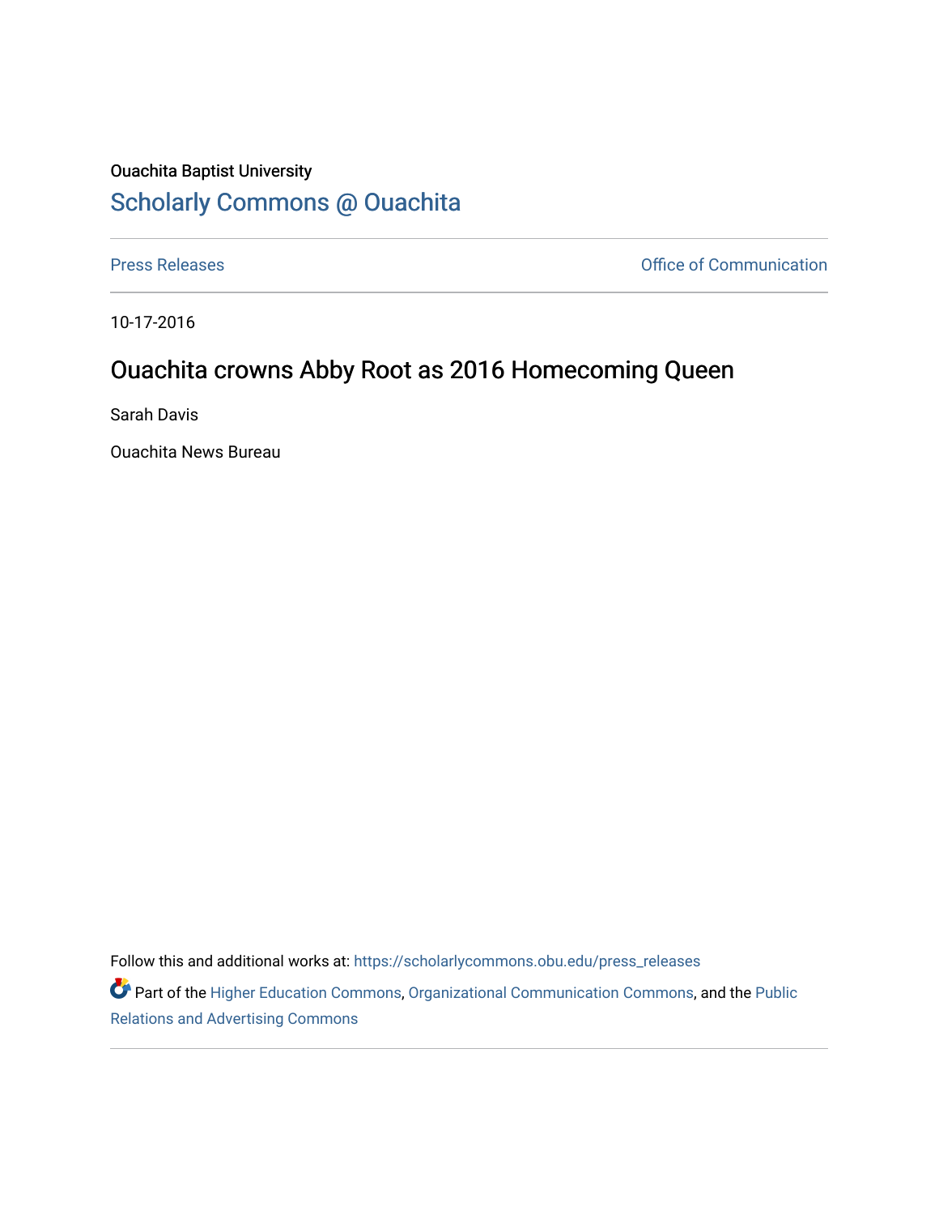Ouachita Baptist University

# Scholarly Commons @ Ouachita

Press Releases | Office of Communication

10-17-2016

## Ouachita crowns Abby Root as 2016 Homecoming Queen

Sarah Davis

Ouachita News Bureau

Follow this and additional works at: https://scholarlycommons.obu.edu/press_releases

Part of the Higher Education Commons, Organizational Communication Commons, and the Public Relations and Advertising Commons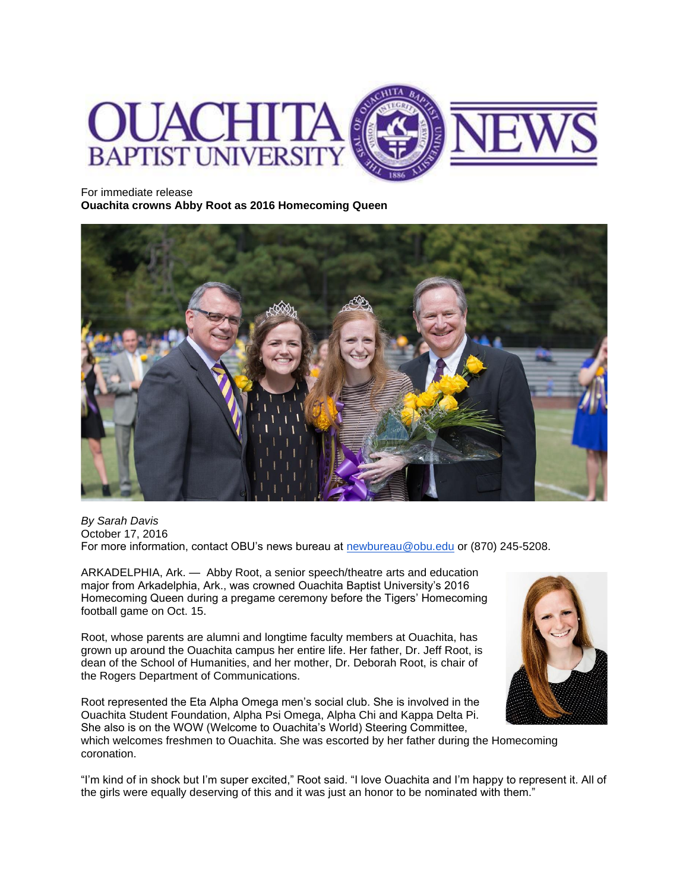For immediate release

**Ouachita crowns Abby Root as 2016 Homecoming Queen**

*By Sarah Davis*
October 17, 2016
For more information, contact OBU's news bureau at newbureau@obu.edu or (870) 245-5208.

ARKADELPHIA, Ark. — Abby Root, a senior speech/theatre arts and education major from Arkadelphia, Ark., was crowned Ouachita Baptist University's 2016 Homecoming Queen during a pregame ceremony before the Tigers' Homecoming football game on Oct. 15.

Root, whose parents are alumni and longtime faculty members at Ouachita, has grown up around the Ouachita campus her entire life. Her father, Dr. Jeff Root, is dean of the School of Humanities, and her mother, Dr. Deborah Root, is chair of the Rogers Department of Communications.

Root represented the Eta Alpha Omega men's social club. She is involved in the Ouachita Student Foundation, Alpha Psi Omega, Alpha Chi and Kappa Delta Pi. She also is on the WOW (Welcome to Ouachita's World) Steering Committee, which welcomes freshmen to Ouachita. She was escorted by her father during the Homecoming coronation.

"I'm kind of in shock but I'm super excited," Root said. "I love Ouachita and I'm happy to represent it. All of the girls were equally deserving of this and it was just an honor to be nominated with them."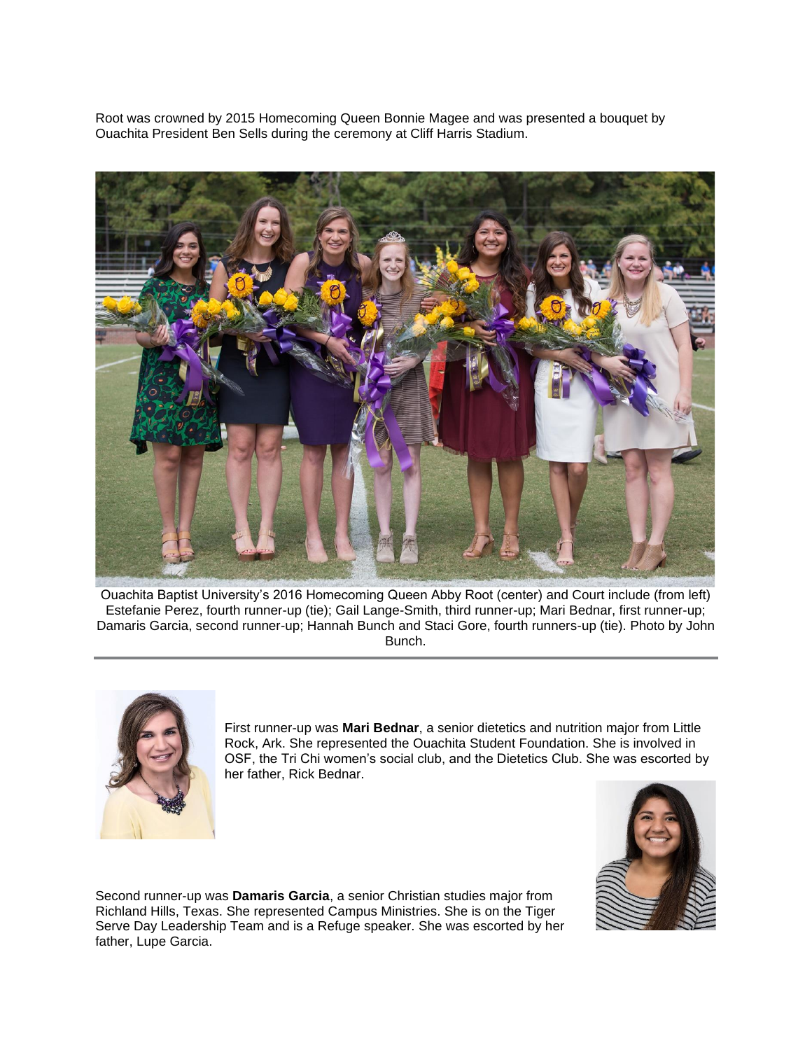Root was crowned by 2015 Homecoming Queen Bonnie Magee and was presented a bouquet by Ouachita President Ben Sells during the ceremony at Cliff Harris Stadium.

Ouachita Baptist University's 2016 Homecoming Queen Abby Root (center) and Court include (from left) Estefanie Perez, fourth runner-up (tie); Gail Lange-Smith, third runner-up; Mari Bednar, first runner-up; Damaris Garcia, second runner-up; Hannah Bunch and Staci Gore, fourth runners-up (tie). Photo by John Bunch.

---

First runner-up was **Mari Bednar**, a senior dietetics and nutrition major from Little Rock, Ark. She represented the Ouachita Student Foundation. She is involved in OSF, the Tri Chi women's social club, and the Dietetics Club. She was escorted by her father, Rick Bednar.

Second runner-up was **Damaris Garcia**, a senior Christian studies major from Richland Hills, Texas. She represented Campus Ministries. She is on the Tiger Serve Day Leadership Team and is a Refuge speaker. She was escorted by her father, Lupe Garcia.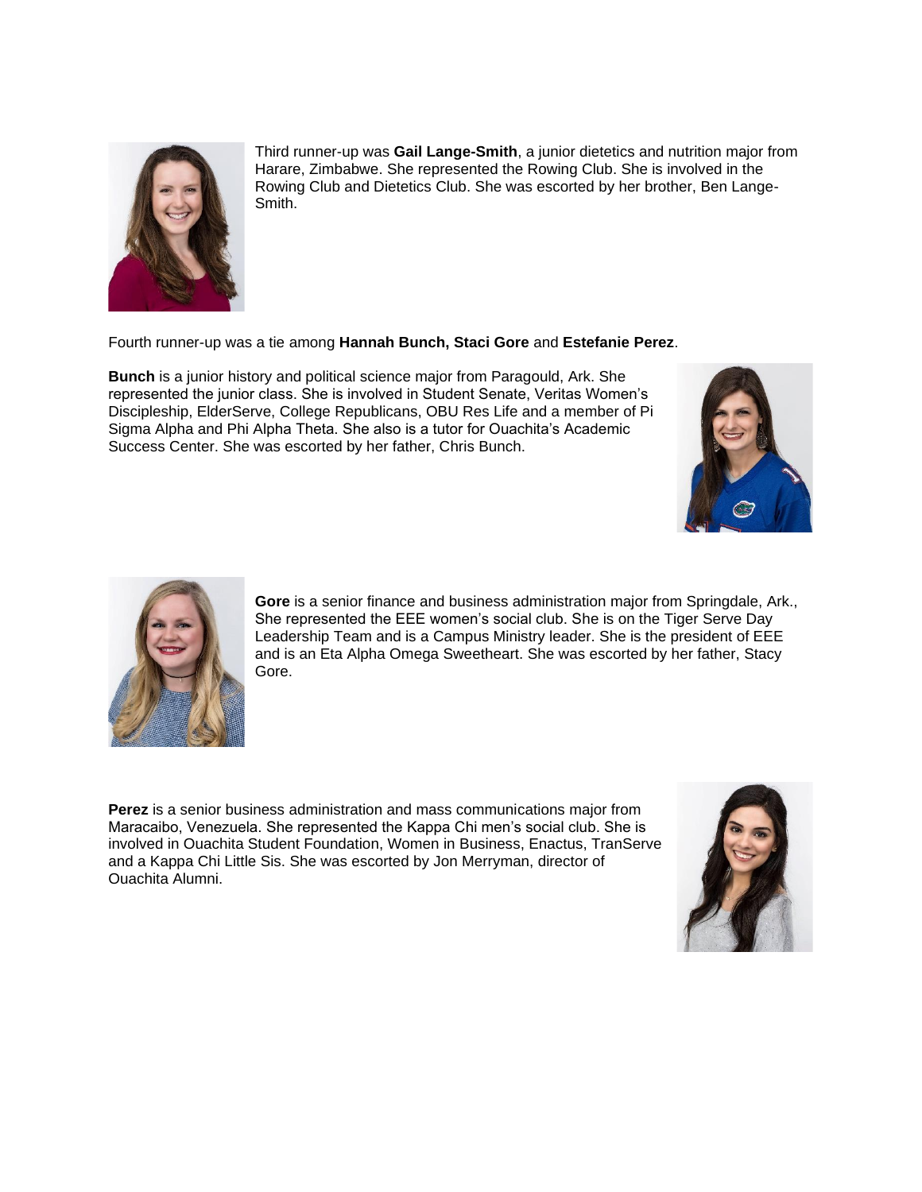Third runner-up was **Gail Lange-Smith**, a junior dietetics and nutrition major from Harare, Zimbabwe. She represented the Rowing Club. She is involved in the Rowing Club and Dietetics Club. She was escorted by her brother, Ben Lange-Smith.

Fourth runner-up was a tie among **Hannah Bunch, Staci Gore** and **Estefanie Perez**.

**Bunch** is a junior history and political science major from Paragould, Ark. She represented the junior class. She is involved in Student Senate, Veritas Women's Discipleship, ElderServe, College Republicans, OBU Res Life and a member of Pi Sigma Alpha and Phi Alpha Theta. She also is a tutor for Ouachita's Academic Success Center. She was escorted by her father, Chris Bunch.

**Gore** is a senior finance and business administration major from Springdale, Ark., She represented the EEE women's social club. She is on the Tiger Serve Day Leadership Team and is a Campus Ministry leader. She is the president of EEE and is an Eta Alpha Omega Sweetheart. She was escorted by her father, Stacy Gore.

**Perez** is a senior business administration and mass communications major from Maracaibo, Venezuela. She represented the Kappa Chi men's social club. She is involved in Ouachita Student Foundation, Women in Business, Enactus, TranServe and a Kappa Chi Little Sis. She was escorted by Jon Merryman, director of Ouachita Alumni.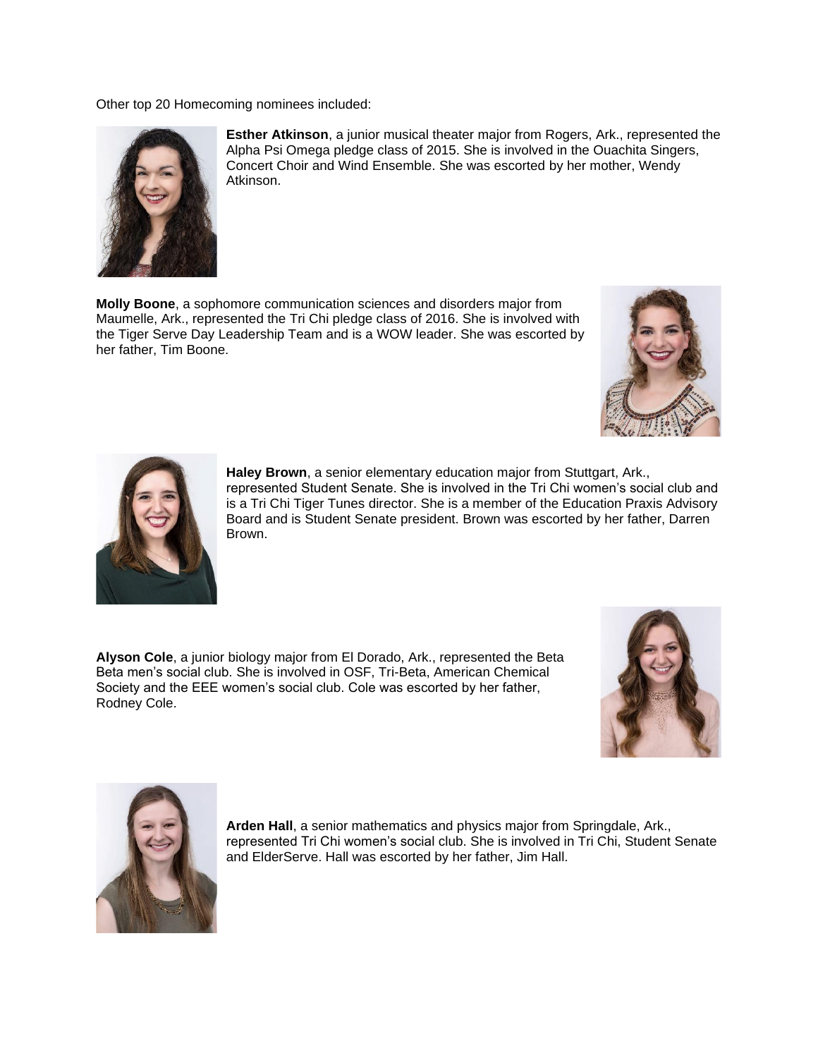Other top 20 Homecoming nominees included:

**Esther Atkinson**, a junior musical theater major from Rogers, Ark., represented the Alpha Psi Omega pledge class of 2015. She is involved in the Ouachita Singers, Concert Choir and Wind Ensemble. She was escorted by her mother, Wendy Atkinson.

**Molly Boone**, a sophomore communication sciences and disorders major from Maumelle, Ark., represented the Tri Chi pledge class of 2016. She is involved with the Tiger Serve Day Leadership Team and is a WOW leader. She was escorted by her father, Tim Boone.

**Haley Brown**, a senior elementary education major from Stuttgart, Ark., represented Student Senate. She is involved in the Tri Chi women's social club and is a Tri Chi Tiger Tunes director. She is a member of the Education Praxis Advisory Board and is Student Senate president. Brown was escorted by her father, Darren Brown.

**Alyson Cole**, a junior biology major from El Dorado, Ark., represented the Beta Beta men's social club. She is involved in OSF, Tri-Beta, American Chemical Society and the EEE women's social club. Cole was escorted by her father, Rodney Cole.

**Arden Hall**, a senior mathematics and physics major from Springdale, Ark., represented Tri Chi women's social club. She is involved in Tri Chi, Student Senate and ElderServe. Hall was escorted by her father, Jim Hall.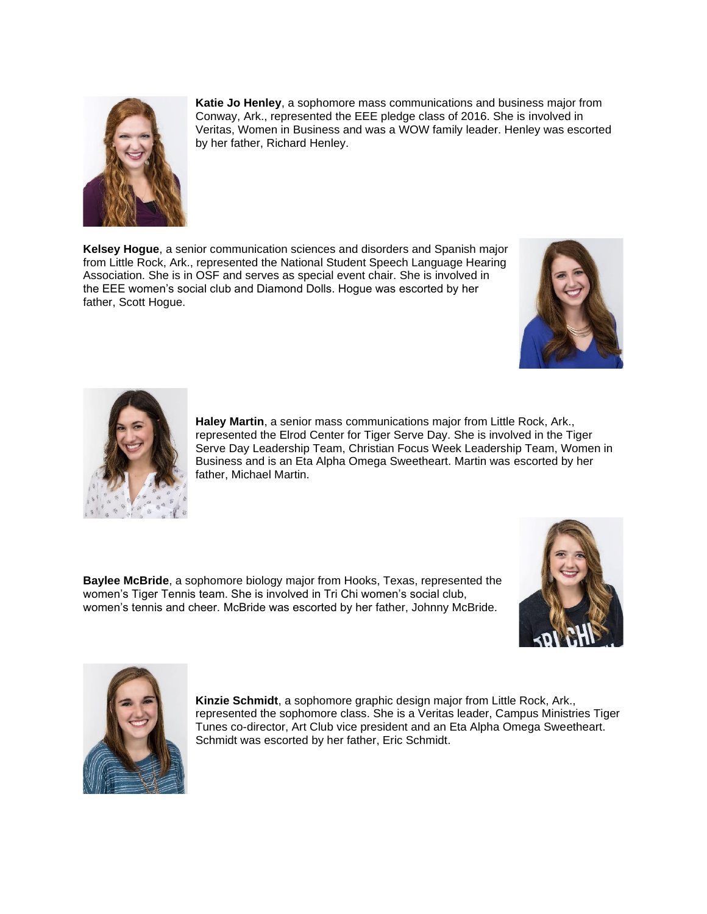**Katie Jo Henley**, a sophomore mass communications and business major from Conway, Ark., represented the EEE pledge class of 2016. She is involved in Veritas, Women in Business and was a WOW family leader. Henley was escorted by her father, Richard Henley.

**Kelsey Hogue**, a senior communication sciences and disorders and Spanish major from Little Rock, Ark., represented the National Student Speech Language Hearing Association. She is in OSF and serves as special event chair. She is involved in the EEE women's social club and Diamond Dolls. Hogue was escorted by her father, Scott Hogue.

**Haley Martin**, a senior mass communications major from Little Rock, Ark., represented the Elrod Center for Tiger Serve Day. She is involved in the Tiger Serve Day Leadership Team, Christian Focus Week Leadership Team, Women in Business and is an Eta Alpha Omega Sweetheart. Martin was escorted by her father, Michael Martin.

**Baylee McBride**, a sophomore biology major from Hooks, Texas, represented the women's Tiger Tennis team. She is involved in Tri Chi women's social club, women's tennis and cheer. McBride was escorted by her father, Johnny McBride.

**Kinzie Schmidt**, a sophomore graphic design major from Little Rock, Ark., represented the sophomore class. She is a Veritas leader, Campus Ministries Tiger Tunes co-director, Art Club vice president and an Eta Alpha Omega Sweetheart. Schmidt was escorted by her father, Eric Schmidt.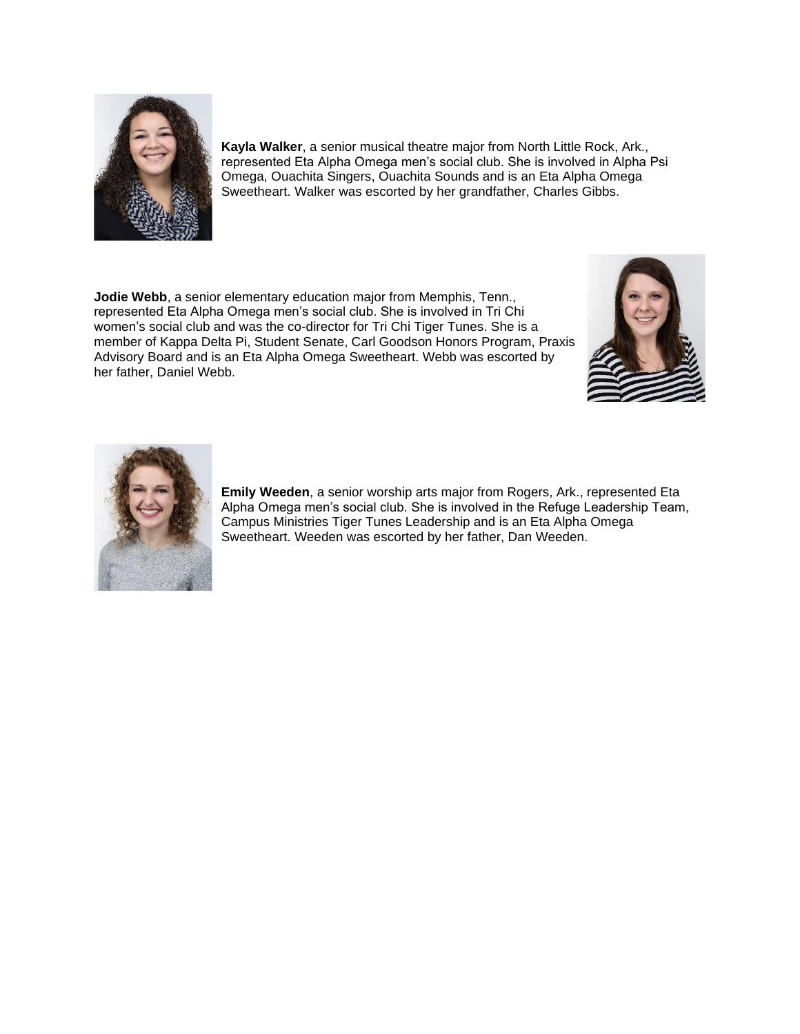**Kayla Walker**, a senior musical theatre major from North Little Rock, Ark., represented Eta Alpha Omega men's social club. She is involved in Alpha Psi Omega, Ouachita Singers, Ouachita Sounds and is an Eta Alpha Omega Sweetheart. Walker was escorted by her grandfather, Charles Gibbs.

**Jodie Webb**, a senior elementary education major from Memphis, Tenn., represented Eta Alpha Omega men's social club. She is involved in Tri Chi women's social club and was the co-director for Tri Chi Tiger Tunes. She is a member of Kappa Delta Pi, Student Senate, Carl Goodson Honors Program, Praxis Advisory Board and is an Eta Alpha Omega Sweetheart. Webb was escorted by her father, Daniel Webb.

**Emily Weeden**, a senior worship arts major from Rogers, Ark., represented Eta Alpha Omega men's social club. She is involved in the Refuge Leadership Team, Campus Ministries Tiger Tunes Leadership and is an Eta Alpha Omega Sweetheart. Weeden was escorted by her father, Dan Weeden.